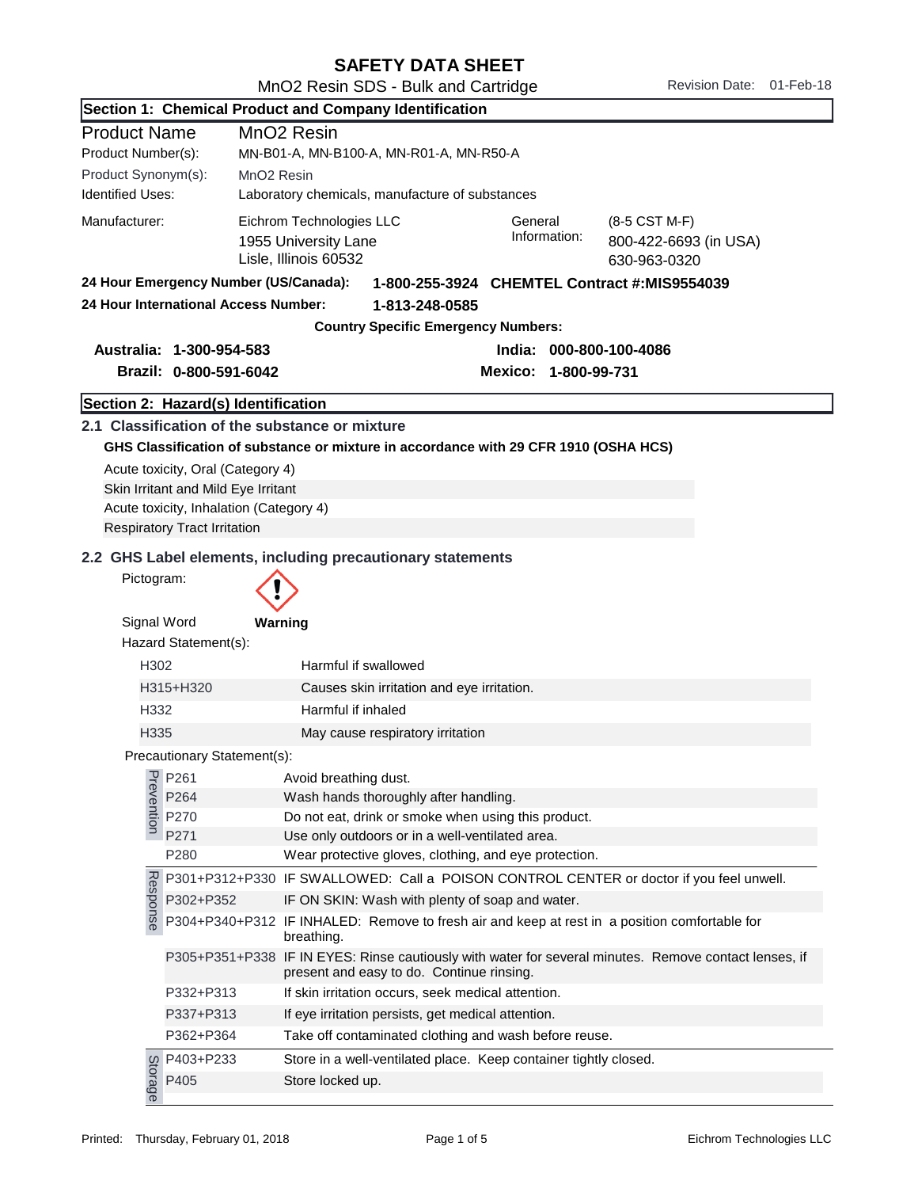# SAFETY DATA SHEET

MnO2 Resin SDS - Bulk and Cartridge

Revision Date: 01-Feb-18

## Section 1: Chemical Product and Company Identification

| | |
|---|---|
| Product Name | MnO2 Resin |
| Product Number(s): | MN-B01-A, MN-B100-A, MN-R01-A, MN-R50-A |
| Product Synonym(s): | MnO2 Resin |
| Identified Uses: | Laboratory chemicals, manufacture of substances |

| | | | |
|---|---|---|---|
| Manufacturer: | Eichrom Technologies LLC<br>1955 University Lane<br>Lisle, Illinois 60532 | General Information: | (8-5 CST M-F)<br>800-422-6693 (in USA)<br>630-963-0320 |

**24 Hour Emergency Number (US/Canada): 1-800-255-3924 CHEMTEL Contract #:MIS9554039**

**24 Hour International Access Number: 1-813-248-0585**

**Country Specific Emergency Numbers:**

| | |
|---|---|
| **Australia: 1-300-954-583** | **India: 000-800-100-4086** |
| **Brazil: 0-800-591-6042** | **Mexico: 1-800-99-731** |

## Section 2: Hazard(s) Identification

### 2.1 Classification of the substance or mixture

**GHS Classification of substance or mixture in accordance with 29 CFR 1910 (OSHA HCS)**

Acute toxicity, Oral (Category 4)

Skin Irritant and Mild Eye Irritant

Acute toxicity, Inhalation (Category 4)

Respiratory Tract Irritation

### 2.2 GHS Label elements, including precautionary statements

Pictogram:

Signal Word **Warning**

Hazard Statement(s):

| | |
|---|---|
| H302 | Harmful if swallowed |
| H315+H320 | Causes skin irritation and eye irritation. |
| H332 | Harmful if inhaled |
| H335 | May cause respiratory irritation |

Precautionary Statement(s):

| | | |
|---|---|---|
| Prevention | P261 | Avoid breathing dust. |
| | P264 | Wash hands thoroughly after handling. |
| | P270 | Do not eat, drink or smoke when using this product. |
| | P271 | Use only outdoors or in a well-ventilated area. |
| | P280 | Wear protective gloves, clothing, and eye protection. |
| Response | P301+P312+P330 | IF SWALLOWED: Call a POISON CONTROL CENTER or doctor if you feel unwell. |
| | P302+P352 | IF ON SKIN: Wash with plenty of soap and water. |
| | P304+P340+P312 | IF INHALED: Remove to fresh air and keep at rest in a position comfortable for breathing. |
| | P305+P351+P338 | IF IN EYES: Rinse cautiously with water for several minutes. Remove contact lenses, if present and easy to do. Continue rinsing. |
| | P332+P313 | If skin irritation occurs, seek medical attention. |
| | P337+P313 | If eye irritation persists, get medical attention. |
| | P362+P364 | Take off contaminated clothing and wash before reuse. |
| Storage | P403+P233 | Store in a well-ventilated place. Keep container tightly closed. |
| | P405 | Store locked up. |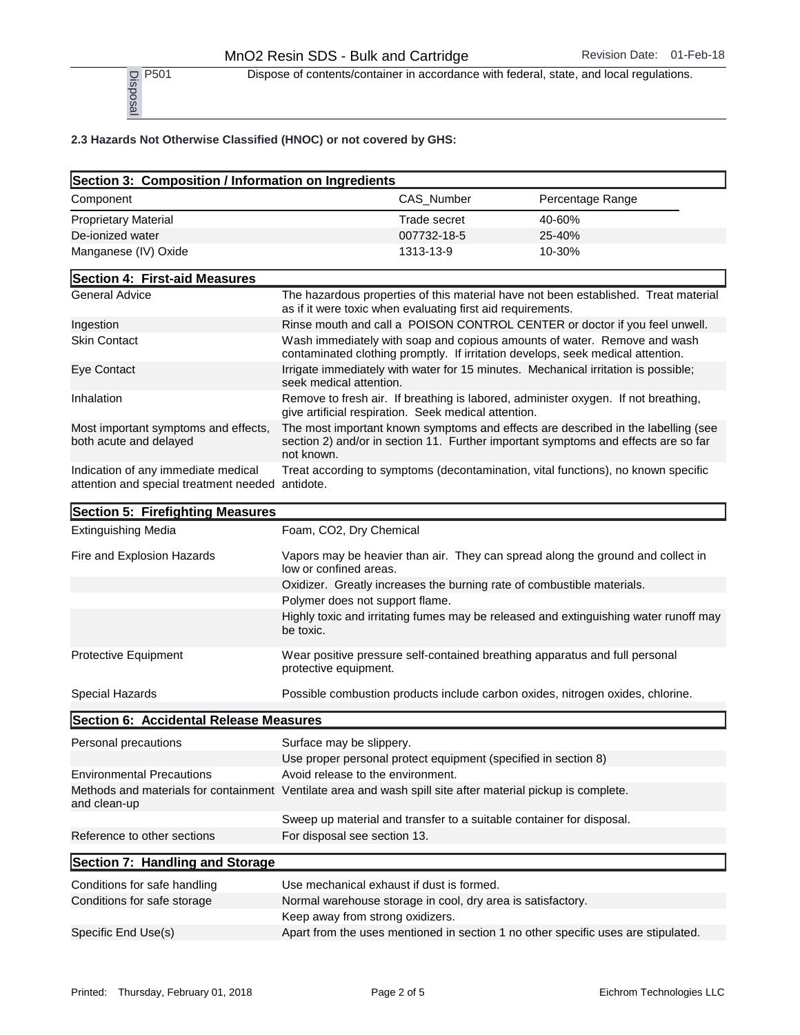| Disposal | P501 | Dispose of contents/container in accordance with federal, state, and local regulations. |
|---|---|---|

**2.3 Hazards Not Otherwise Classified (HNOC) or not covered by GHS:**

## Section 3: Composition / Information on Ingredients

| Component | CAS_Number | Percentage Range |
|---|---|---|
| Proprietary Material | Trade secret | 40-60% |
| De-ionized water | 007732-18-5 | 25-40% |
| Manganese (IV) Oxide | 1313-13-9 | 10-30% |

## Section 4: First-aid Measures

| | |
|---|---|
| General Advice | The hazardous properties of this material have not been established. Treat material as if it were toxic when evaluating first aid requirements. |
| Ingestion | Rinse mouth and call a POISON CONTROL CENTER or doctor if you feel unwell. |
| Skin Contact | Wash immediately with soap and copious amounts of water. Remove and wash contaminated clothing promptly. If irritation develops, seek medical attention. |
| Eye Contact | Irrigate immediately with water for 15 minutes. Mechanical irritation is possible; seek medical attention. |
| Inhalation | Remove to fresh air. If breathing is labored, administer oxygen. If not breathing, give artificial respiration. Seek medical attention. |
| Most important symptoms and effects, both acute and delayed | The most important known symptoms and effects are described in the labelling (see section 2) and/or in section 11. Further important symptoms and effects are so far not known. |
| Indication of any immediate medical attention and special treatment needed | Treat according to symptoms (decontamination, vital functions), no known specific antidote. |

## Section 5: Firefighting Measures

| | |
|---|---|
| Extinguishing Media | Foam, CO2, Dry Chemical |
| Fire and Explosion Hazards | Vapors may be heavier than air. They can spread along the ground and collect in low or confined areas. |
| | Oxidizer. Greatly increases the burning rate of combustible materials. |
| | Polymer does not support flame. |
| | Highly toxic and irritating fumes may be released and extinguishing water runoff may be toxic. |
| Protective Equipment | Wear positive pressure self-contained breathing apparatus and full personal protective equipment. |
| Special Hazards | Possible combustion products include carbon oxides, nitrogen oxides, chlorine. |

## Section 6: Accidental Release Measures

| | |
|---|---|
| Personal precautions | Surface may be slippery. |
| | Use proper personal protect equipment (specified in section 8) |
| Environmental Precautions | Avoid release to the environment. |
| Methods and materials for containment and clean-up | Ventilate area and wash spill site after material pickup is complete. |
| | Sweep up material and transfer to a suitable container for disposal. |
| Reference to other sections | For disposal see section 13. |

## Section 7: Handling and Storage

| | |
|---|---|
| Conditions for safe handling | Use mechanical exhaust if dust is formed. |
| Conditions for safe storage | Normal warehouse storage in cool, dry area is satisfactory. |
| | Keep away from strong oxidizers. |
| Specific End Use(s) | Apart from the uses mentioned in section 1 no other specific uses are stipulated. |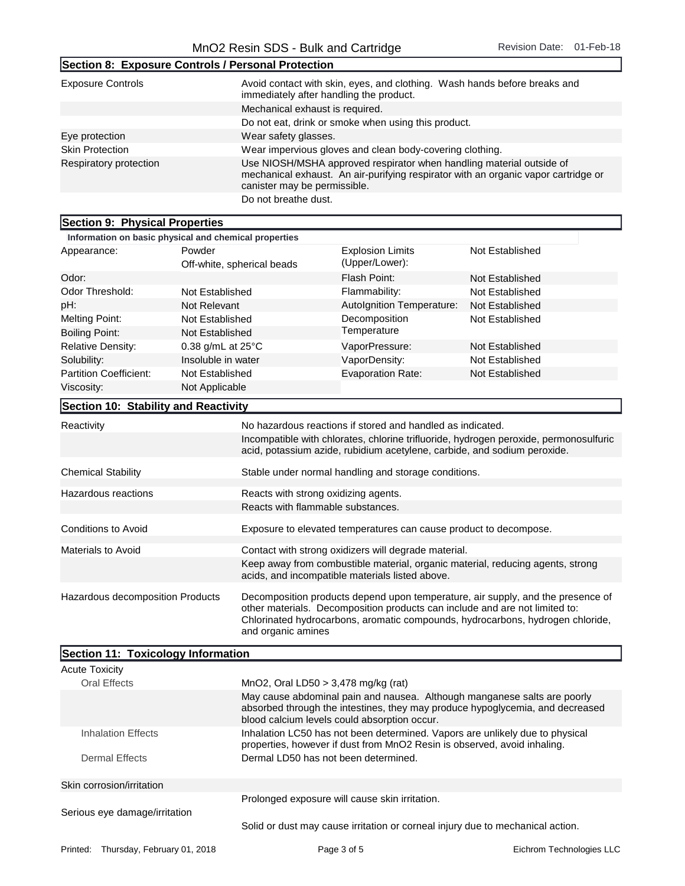## Section 8: Exposure Controls / Personal Protection

| | |
|---|---|
| Exposure Controls | Avoid contact with skin, eyes, and clothing. Wash hands before breaks and immediately after handling the product. |
| | Mechanical exhaust is required. |
| | Do not eat, drink or smoke when using this product. |
| Eye protection | Wear safety glasses. |
| Skin Protection | Wear impervious gloves and clean body-covering clothing. |
| Respiratory protection | Use NIOSH/MSHA approved respirator when handling material outside of mechanical exhaust. An air-purifying respirator with an organic vapor cartridge or canister may be permissible. |
| | Do not breathe dust. |

## Section 9: Physical Properties

**Information on basic physical and chemical properties**

| | | | |
|---|---|---|---|
| Appearance: | Powder<br>Off-white, spherical beads | Explosion Limits (Upper/Lower): | Not Established |
| Odor: | | Flash Point: | Not Established |
| Odor Threshold: | Not Established | Flammability: | Not Established |
| pH: | Not Relevant | AutoIgnition Temperature: | Not Established |
| Melting Point: | Not Established | Decomposition Temperature | Not Established |
| Boiling Point: | Not Established | | |
| Relative Density: | 0.38 g/mL at 25°C | VaporPressure: | Not Established |
| Solubility: | Insoluble in water | VaporDensity: | Not Established |
| Partition Coefficient: | Not Established | Evaporation Rate: | Not Established |
| Viscosity: | Not Applicable | | |

## Section 10: Stability and Reactivity

| | |
|---|---|
| Reactivity | No hazardous reactions if stored and handled as indicated. |
| | Incompatible with chlorates, chlorine trifluoride, hydrogen peroxide, permonosulfuric acid, potassium azide, rubidium acetylene, carbide, and sodium peroxide. |
| Chemical Stability | Stable under normal handling and storage conditions. |
| Hazardous reactions | Reacts with strong oxidizing agents. |
| | Reacts with flammable substances. |
| Conditions to Avoid | Exposure to elevated temperatures can cause product to decompose. |
| Materials to Avoid | Contact with strong oxidizers will degrade material. |
| | Keep away from combustible material, organic material, reducing agents, strong acids, and incompatible materials listed above. |
| Hazardous decomposition Products | Decomposition products depend upon temperature, air supply, and the presence of other materials. Decomposition products can include and are not limited to: Chlorinated hydrocarbons, aromatic compounds, hydrocarbons, hydrogen chloride, and organic amines |

## Section 11: Toxicology Information

| | |
|---|---|
| Acute Toxicity | |
| Oral Effects | $MnO_2$, Oral LD50 > 3,478 mg/kg (rat) |
| | May cause abdominal pain and nausea. Although manganese salts are poorly absorbed through the intestines, they may produce hypoglycemia, and decreased blood calcium levels could absorption occur. |
| Inhalation Effects | Inhalation LC50 has not been determined. Vapors are unlikely due to physical properties, however if dust from $MnO_2$ Resin is observed, avoid inhaling. |
| Dermal Effects | Dermal LD50 has not been determined. |
| Skin corrosion/irritation | |
| | Prolonged exposure will cause skin irritation. |
| Serious eye damage/irritation | |
| | Solid or dust may cause irritation or corneal injury due to mechanical action. |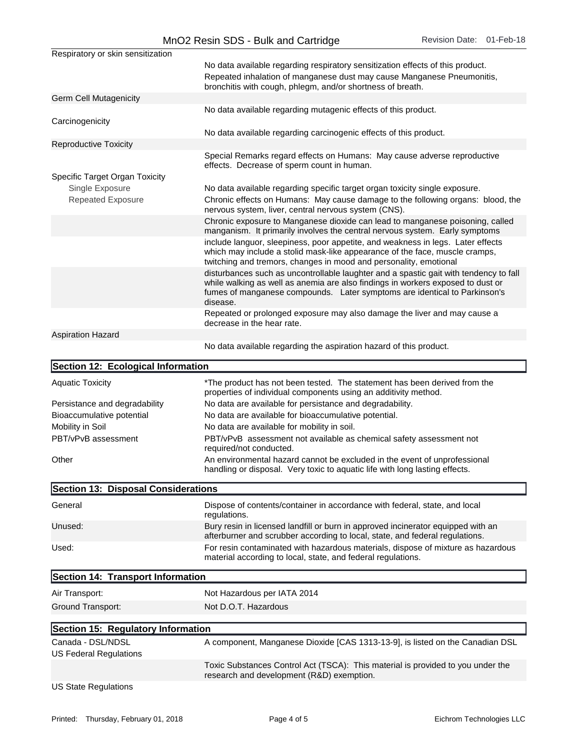| | |
|---|---|
| Respiratory or skin sensitization | |
| | No data available regarding respiratory sensitization effects of this product. |
| | Repeated inhalation of manganese dust may cause Manganese Pneumonitis, bronchitis with cough, phlegm, and/or shortness of breath. |
| Germ Cell Mutagenicity | |
| | No data available regarding mutagenic effects of this product. |
| Carcinogenicity | |
| | No data available regarding carcinogenic effects of this product. |
| Reproductive Toxicity | |
| | Special Remarks regard effects on Humans: May cause adverse reproductive effects. Decrease of sperm count in human. |
| Specific Target Organ Toxicity | |
| Single Exposure | No data available regarding specific target organ toxicity single exposure. |
| Repeated Exposure | Chronic effects on Humans: May cause damage to the following organs: blood, the nervous system, liver, central nervous system (CNS). |
| | Chronic exposure to Manganese dioxide can lead to manganese poisoning, called manganism. It primarily involves the central nervous system. Early symptoms include languor, sleepiness, poor appetite, and weakness in legs. Later effects which may include a stolid mask-like appearance of the face, muscle cramps, twitching and tremors, changes in mood and personality, emotional disturbances such as uncontrollable laughter and a spastic gait with tendency to fall while walking as well as anemia are also findings in workers exposed to dust or fumes of manganese compounds. Later symptoms are identical to Parkinson's disease. |
| | Repeated or prolonged exposure may also damage the liver and may cause a decrease in the hear rate. |
| Aspiration Hazard | |
| | No data available regarding the aspiration hazard of this product. |

## Section 12: Ecological Information

| | |
|---|---|
| Aquatic Toxicity | *The product has not been tested. The statement has been derived from the properties of individual components using an additivity method. |
| Persistance and degradability | No data are available for persistance and degradability. |
| Bioaccumulative potential | No data are available for bioaccumulative potential. |
| Mobility in Soil | No data are available for mobility in soil. |
| PBT/vPvB assessment | PBT/vPvB assessment not available as chemical safety assessment not required/not conducted. |
| Other | An environmental hazard cannot be excluded in the event of unprofessional handling or disposal. Very toxic to aquatic life with long lasting effects. |

## Section 13: Disposal Considerations

| | |
|---|---|
| General | Dispose of contents/container in accordance with federal, state, and local regulations. |
| Unused: | Bury resin in licensed landfill or burn in approved incinerator equipped with an afterburner and scrubber according to local, state, and federal regulations. |
| Used: | For resin contaminated with hazardous materials, dispose of mixture as hazardous material according to local, state, and federal regulations. |

## Section 14: Transport Information

| | |
|---|---|
| Air Transport: | Not Hazardous per IATA 2014 |
| Ground Transport: | Not D.O.T. Hazardous |

## Section 15: Regulatory Information

| | |
|---|---|
| Canada - DSL/NDSL | A component, Manganese Dioxide [CAS 1313-13-9], is listed on the Canadian DSL |
| US Federal Regulations | |
| | Toxic Substances Control Act (TSCA): This material is provided to you under the research and development (R&D) exemption. |
| US State Regulations | |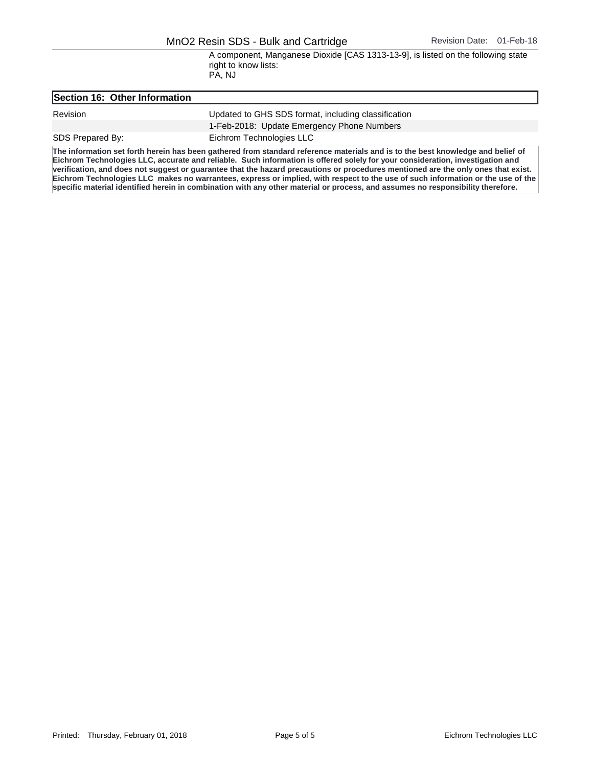A component, Manganese Dioxide [CAS 1313-13-9], is listed on the following state right to know lists:
PA, NJ

## Section 16: Other Information

| | |
|---|---|
| Revision | Updated to GHS SDS format, including classification |
| | 1-Feb-2018: Update Emergency Phone Numbers |
| SDS Prepared By: | Eichrom Technologies LLC |

**The information set forth herein has been gathered from standard reference materials and is to the best knowledge and belief of Eichrom Technologies LLC, accurate and reliable. Such information is offered solely for your consideration, investigation and verification, and does not suggest or guarantee that the hazard precautions or procedures mentioned are the only ones that exist. Eichrom Technologies LLC makes no warrantees, express or implied, with respect to the use of such information or the use of the specific material identified herein in combination with any other material or process, and assumes no responsibility therefore.**